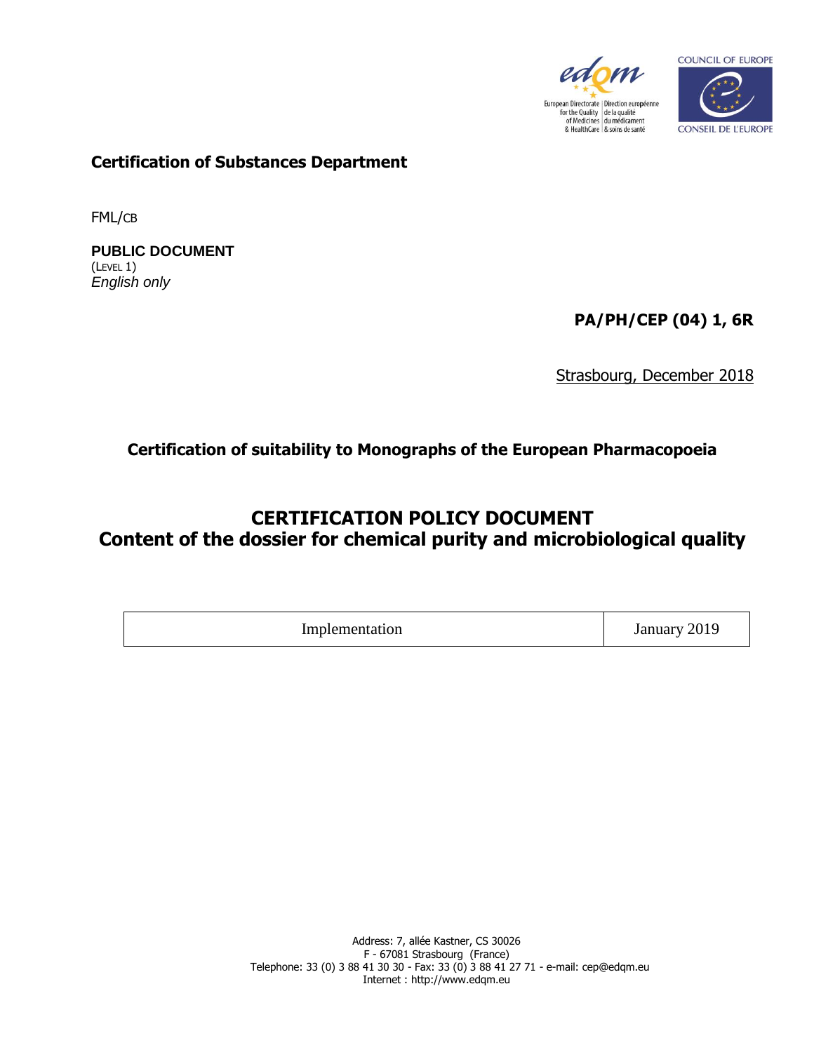**Certification of Substances Department**

FML/CB

**PUBLIC DOCUMENT**
(LEVEL 1)
*English only*

**PA/PH/CEP (04) 1, 6R**

Strasbourg, December 2018

**Certification of suitability to Monographs of the European Pharmacopoeia**

# CERTIFICATION POLICY DOCUMENT
# Content of the dossier for chemical purity and microbiological quality

| Implementation | January 2019 |
|---|---|

Address: 7, allée Kastner, CS 30026
F - 67081 Strasbourg (France)
Telephone: 33 (0) 3 88 41 30 30 - Fax: 33 (0) 3 88 41 27 71 - e-mail: cep@edqm.eu
Internet : http://www.edqm.eu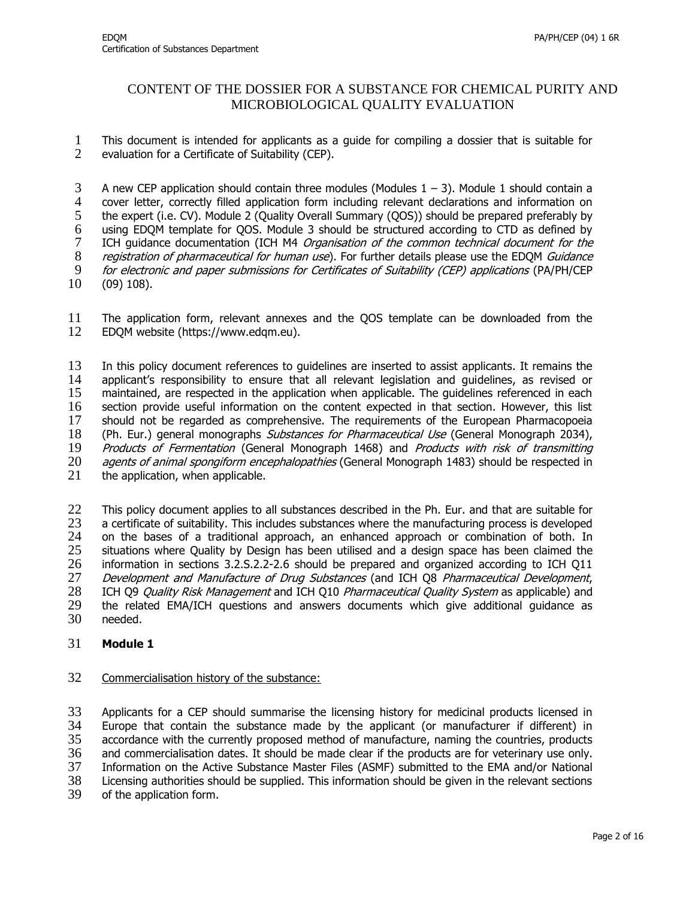# CONTENT OF THE DOSSIER FOR A SUBSTANCE FOR CHEMICAL PURITY AND MICROBIOLOGICAL QUALITY EVALUATION

This document is intended for applicants as a guide for compiling a dossier that is suitable for evaluation for a Certificate of Suitability (CEP).

A new CEP application should contain three modules (Modules 1 – 3). Module 1 should contain a cover letter, correctly filled application form including relevant declarations and information on the expert (i.e. CV). Module 2 (Quality Overall Summary (QOS)) should be prepared preferably by using EDQM template for QOS. Module 3 should be structured according to CTD as defined by ICH guidance documentation (ICH M4 *Organisation of the common technical document for the registration of pharmaceutical for human use*). For further details please use the EDQM *Guidance for electronic and paper submissions for Certificates of Suitability (CEP) applications* (PA/PH/CEP (09) 108).

The application form, relevant annexes and the QOS template can be downloaded from the EDQM website (https://www.edqm.eu).

In this policy document references to guidelines are inserted to assist applicants. It remains the applicant's responsibility to ensure that all relevant legislation and guidelines, as revised or maintained, are respected in the application when applicable. The guidelines referenced in each section provide useful information on the content expected in that section. However, this list should not be regarded as comprehensive. The requirements of the European Pharmacopoeia (Ph. Eur.) general monographs *Substances for Pharmaceutical Use* (General Monograph 2034), *Products of Fermentation* (General Monograph 1468) and *Products with risk of transmitting agents of animal spongiform encephalopathies* (General Monograph 1483) should be respected in the application, when applicable.

This policy document applies to all substances described in the Ph. Eur. and that are suitable for a certificate of suitability. This includes substances where the manufacturing process is developed on the bases of a traditional approach, an enhanced approach or combination of both. In situations where Quality by Design has been utilised and a design space has been claimed the information in sections 3.2.S.2.2-2.6 should be prepared and organized according to ICH Q11 *Development and Manufacture of Drug Substances* (and ICH Q8 *Pharmaceutical Development*, ICH Q9 *Quality Risk Management* and ICH Q10 *Pharmaceutical Quality System* as applicable) and the related EMA/ICH questions and answers documents which give additional guidance as needed.

**Module 1**

<u>Commercialisation history of the substance:</u>

Applicants for a CEP should summarise the licensing history for medicinal products licensed in Europe that contain the substance made by the applicant (or manufacturer if different) in accordance with the currently proposed method of manufacture, naming the countries, products and commercialisation dates. It should be made clear if the products are for veterinary use only. Information on the Active Substance Master Files (ASMF) submitted to the EMA and/or National Licensing authorities should be supplied. This information should be given in the relevant sections of the application form.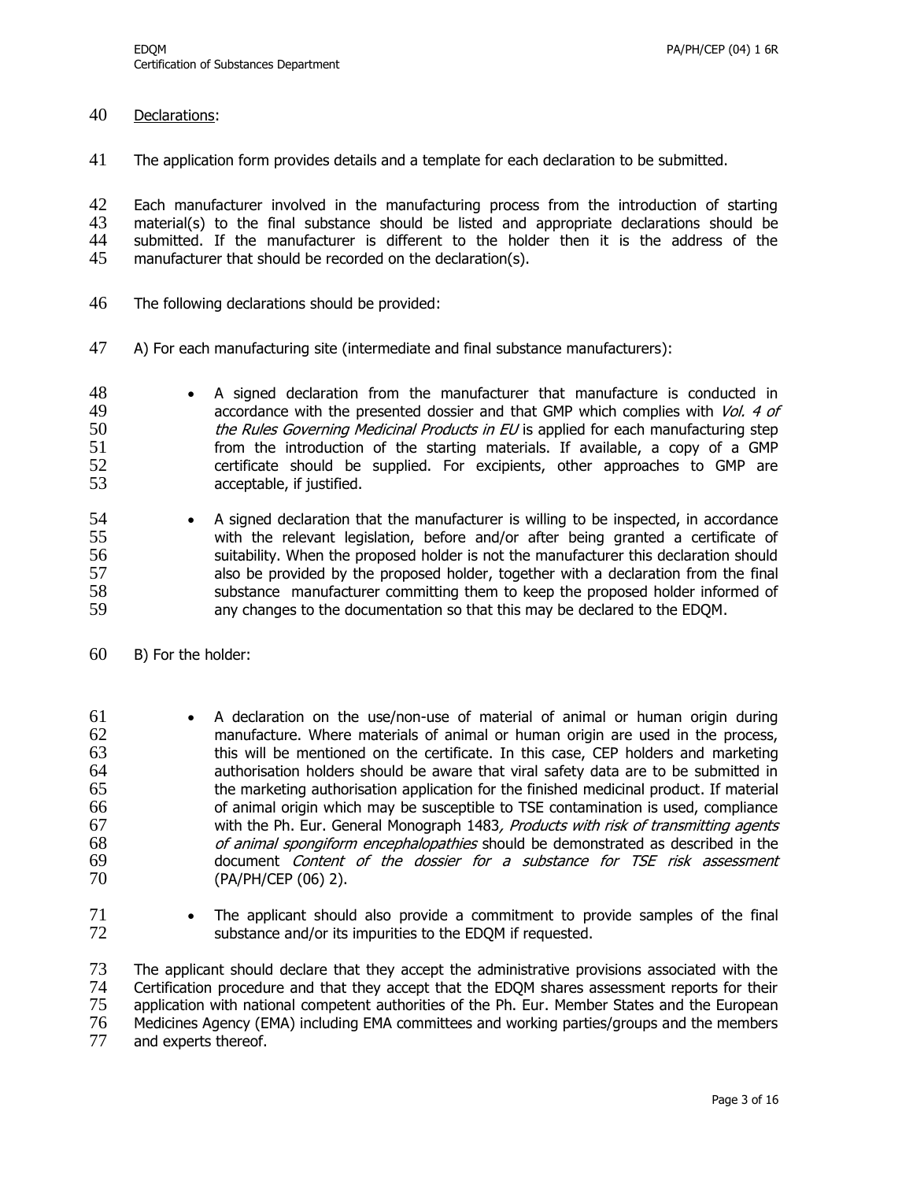Declarations:

The application form provides details and a template for each declaration to be submitted.

Each manufacturer involved in the manufacturing process from the introduction of starting material(s) to the final substance should be listed and appropriate declarations should be submitted. If the manufacturer is different to the holder then it is the address of the manufacturer that should be recorded on the declaration(s).

The following declarations should be provided:

A) For each manufacturing site (intermediate and final substance manufacturers):

- A signed declaration from the manufacturer that manufacture is conducted in accordance with the presented dossier and that GMP which complies with *Vol. 4 of the Rules Governing Medicinal Products in EU* is applied for each manufacturing step from the introduction of the starting materials. If available, a copy of a GMP certificate should be supplied. For excipients, other approaches to GMP are acceptable, if justified.
- A signed declaration that the manufacturer is willing to be inspected, in accordance with the relevant legislation, before and/or after being granted a certificate of suitability. When the proposed holder is not the manufacturer this declaration should also be provided by the proposed holder, together with a declaration from the final substance manufacturer committing them to keep the proposed holder informed of any changes to the documentation so that this may be declared to the EDQM.

B) For the holder:

- A declaration on the use/non-use of material of animal or human origin during manufacture. Where materials of animal or human origin are used in the process, this will be mentioned on the certificate. In this case, CEP holders and marketing authorisation holders should be aware that viral safety data are to be submitted in the marketing authorisation application for the finished medicinal product. If material of animal origin which may be susceptible to TSE contamination is used, compliance with the Ph. Eur. General Monograph 1483*, Products with risk of transmitting agents of animal spongiform encephalopathies* should be demonstrated as described in the document *Content of the dossier for a substance for TSE risk assessment* (PA/PH/CEP (06) 2).
- The applicant should also provide a commitment to provide samples of the final substance and/or its impurities to the EDQM if requested.

The applicant should declare that they accept the administrative provisions associated with the Certification procedure and that they accept that the EDQM shares assessment reports for their application with national competent authorities of the Ph. Eur. Member States and the European Medicines Agency (EMA) including EMA committees and working parties/groups and the members and experts thereof.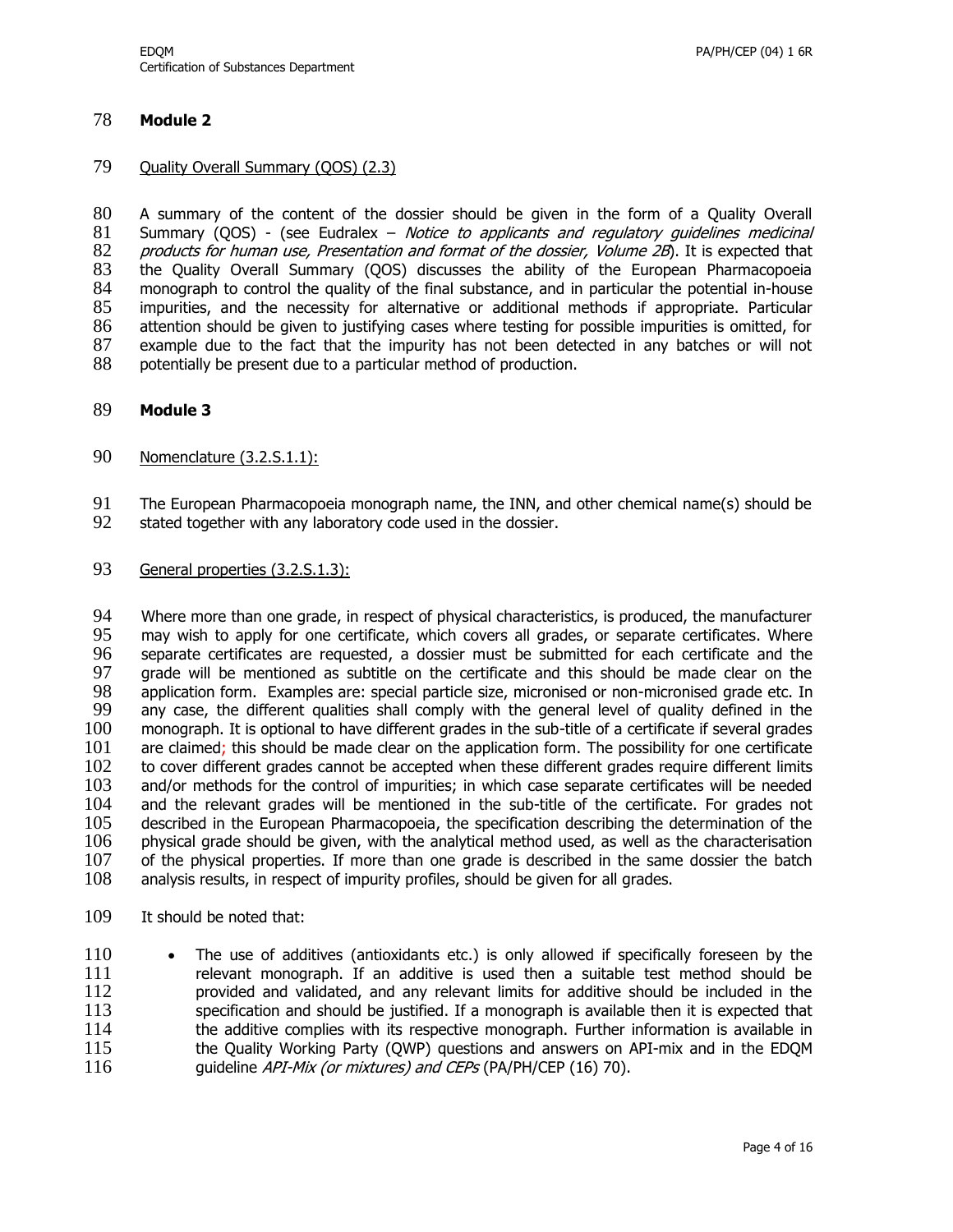**Module 2**

Quality Overall Summary (QOS) (2.3)

A summary of the content of the dossier should be given in the form of a Quality Overall Summary (QOS) - (see Eudralex – *Notice to applicants and regulatory guidelines medicinal products for human use, Presentation and format of the dossier, Volume 2B*). It is expected that the Quality Overall Summary (QOS) discusses the ability of the European Pharmacopoeia monograph to control the quality of the final substance, and in particular the potential in-house impurities, and the necessity for alternative or additional methods if appropriate. Particular attention should be given to justifying cases where testing for possible impurities is omitted, for example due to the fact that the impurity has not been detected in any batches or will not potentially be present due to a particular method of production.

**Module 3**

Nomenclature (3.2.S.1.1):

The European Pharmacopoeia monograph name, the INN, and other chemical name(s) should be stated together with any laboratory code used in the dossier.

General properties (3.2.S.1.3):

Where more than one grade, in respect of physical characteristics, is produced, the manufacturer may wish to apply for one certificate, which covers all grades, or separate certificates. Where separate certificates are requested, a dossier must be submitted for each certificate and the grade will be mentioned as subtitle on the certificate and this should be made clear on the application form. Examples are: special particle size, micronised or non-micronised grade etc. In any case, the different qualities shall comply with the general level of quality defined in the monograph. It is optional to have different grades in the sub-title of a certificate if several grades are claimed; this should be made clear on the application form. The possibility for one certificate to cover different grades cannot be accepted when these different grades require different limits and/or methods for the control of impurities; in which case separate certificates will be needed and the relevant grades will be mentioned in the sub-title of the certificate. For grades not described in the European Pharmacopoeia, the specification describing the determination of the physical grade should be given, with the analytical method used, as well as the characterisation of the physical properties. If more than one grade is described in the same dossier the batch analysis results, in respect of impurity profiles, should be given for all grades.

It should be noted that:

- The use of additives (antioxidants etc.) is only allowed if specifically foreseen by the relevant monograph. If an additive is used then a suitable test method should be provided and validated, and any relevant limits for additive should be included in the specification and should be justified. If a monograph is available then it is expected that the additive complies with its respective monograph. Further information is available in the Quality Working Party (QWP) questions and answers on API-mix and in the EDQM guideline *API-Mix (or mixtures) and CEPs* (PA/PH/CEP (16) 70).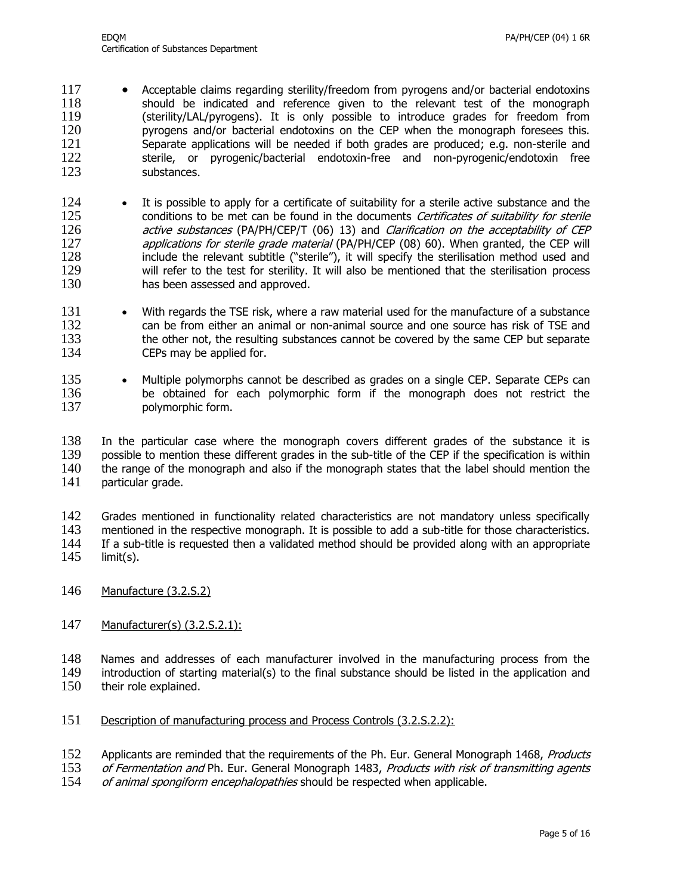- Acceptable claims regarding sterility/freedom from pyrogens and/or bacterial endotoxins should be indicated and reference given to the relevant test of the monograph (sterility/LAL/pyrogens). It is only possible to introduce grades for freedom from pyrogens and/or bacterial endotoxins on the CEP when the monograph foresees this. Separate applications will be needed if both grades are produced; e.g. non-sterile and sterile, or pyrogenic/bacterial endotoxin-free and non-pyrogenic/endotoxin free substances.

- It is possible to apply for a certificate of suitability for a sterile active substance and the conditions to be met can be found in the documents *Certificates of suitability for sterile active substances* (PA/PH/CEP/T (06) 13) and *Clarification on the acceptability of CEP applications for sterile grade material* (PA/PH/CEP (08) 60). When granted, the CEP will include the relevant subtitle ("sterile"), it will specify the sterilisation method used and will refer to the test for sterility. It will also be mentioned that the sterilisation process has been assessed and approved.

- With regards the TSE risk, where a raw material used for the manufacture of a substance can be from either an animal or non-animal source and one source has risk of TSE and the other not, the resulting substances cannot be covered by the same CEP but separate CEPs may be applied for.

- Multiple polymorphs cannot be described as grades on a single CEP. Separate CEPs can be obtained for each polymorphic form if the monograph does not restrict the polymorphic form.

In the particular case where the monograph covers different grades of the substance it is possible to mention these different grades in the sub-title of the CEP if the specification is within the range of the monograph and also if the monograph states that the label should mention the particular grade.

Grades mentioned in functionality related characteristics are not mandatory unless specifically mentioned in the respective monograph. It is possible to add a sub-title for those characteristics. If a sub-title is requested then a validated method should be provided along with an appropriate limit(s).

<u>Manufacture (3.2.S.2)</u>

<u>Manufacturer(s) (3.2.S.2.1):</u>

Names and addresses of each manufacturer involved in the manufacturing process from the introduction of starting material(s) to the final substance should be listed in the application and their role explained.

<u>Description of manufacturing process and Process Controls (3.2.S.2.2):</u>

Applicants are reminded that the requirements of the Ph. Eur. General Monograph 1468, *Products of Fermentation and* Ph. Eur. General Monograph 1483, *Products with risk of transmitting agents of animal spongiform encephalopathies* should be respected when applicable.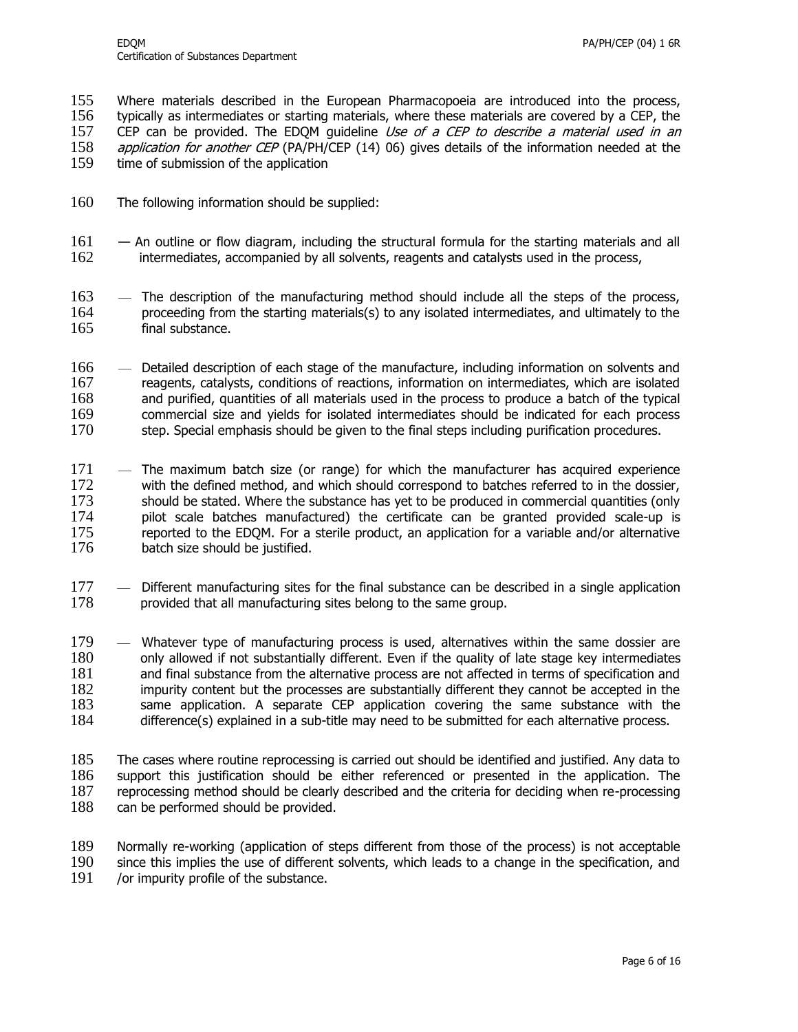Where materials described in the European Pharmacopoeia are introduced into the process, typically as intermediates or starting materials, where these materials are covered by a CEP, the CEP can be provided. The EDQM guideline *Use of a CEP to describe a material used in an application for another CEP* (PA/PH/CEP (14) 06) gives details of the information needed at the time of submission of the application

The following information should be supplied:

- An outline or flow diagram, including the structural formula for the starting materials and all intermediates, accompanied by all solvents, reagents and catalysts used in the process,
- The description of the manufacturing method should include all the steps of the process, proceeding from the starting materials(s) to any isolated intermediates, and ultimately to the final substance.
- Detailed description of each stage of the manufacture, including information on solvents and reagents, catalysts, conditions of reactions, information on intermediates, which are isolated and purified, quantities of all materials used in the process to produce a batch of the typical commercial size and yields for isolated intermediates should be indicated for each process step. Special emphasis should be given to the final steps including purification procedures.
- The maximum batch size (or range) for which the manufacturer has acquired experience with the defined method, and which should correspond to batches referred to in the dossier, should be stated. Where the substance has yet to be produced in commercial quantities (only pilot scale batches manufactured) the certificate can be granted provided scale-up is reported to the EDQM. For a sterile product, an application for a variable and/or alternative batch size should be justified.
- Different manufacturing sites for the final substance can be described in a single application provided that all manufacturing sites belong to the same group.
- Whatever type of manufacturing process is used, alternatives within the same dossier are only allowed if not substantially different. Even if the quality of late stage key intermediates and final substance from the alternative process are not affected in terms of specification and impurity content but the processes are substantially different they cannot be accepted in the same application. A separate CEP application covering the same substance with the difference(s) explained in a sub-title may need to be submitted for each alternative process.

The cases where routine reprocessing is carried out should be identified and justified. Any data to support this justification should be either referenced or presented in the application. The reprocessing method should be clearly described and the criteria for deciding when re-processing can be performed should be provided.

Normally re-working (application of steps different from those of the process) is not acceptable since this implies the use of different solvents, which leads to a change in the specification, and /or impurity profile of the substance.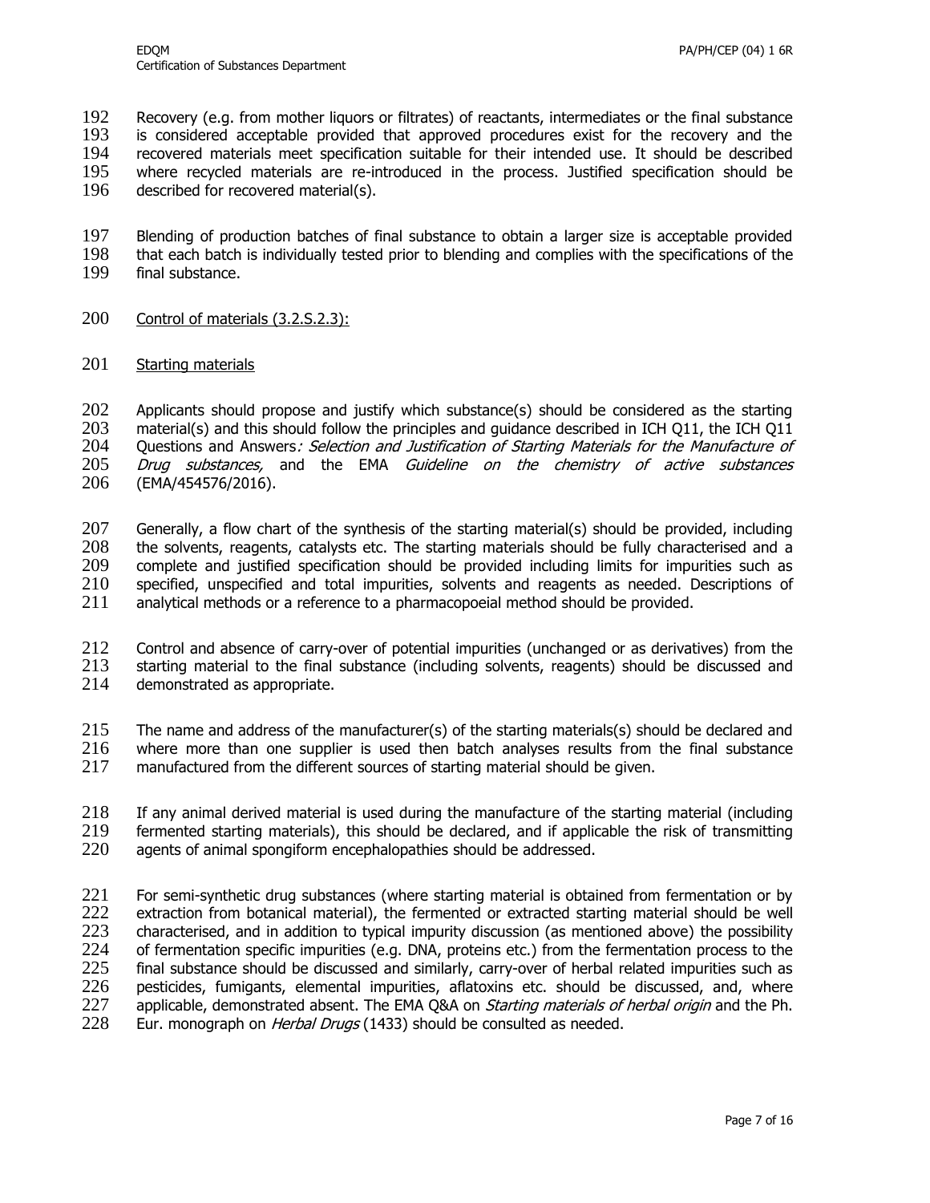Recovery (e.g. from mother liquors or filtrates) of reactants, intermediates or the final substance is considered acceptable provided that approved procedures exist for the recovery and the recovered materials meet specification suitable for their intended use. It should be described where recycled materials are re-introduced in the process. Justified specification should be described for recovered material(s).

Blending of production batches of final substance to obtain a larger size is acceptable provided that each batch is individually tested prior to blending and complies with the specifications of the final substance.

Control of materials (3.2.S.2.3):

Starting materials

Applicants should propose and justify which substance(s) should be considered as the starting material(s) and this should follow the principles and guidance described in ICH Q11, the ICH Q11 Questions and Answers*: Selection and Justification of Starting Materials for the Manufacture of Drug substances,* and the EMA *Guideline on the chemistry of active substances* (EMA/454576/2016).

Generally, a flow chart of the synthesis of the starting material(s) should be provided, including the solvents, reagents, catalysts etc. The starting materials should be fully characterised and a complete and justified specification should be provided including limits for impurities such as specified, unspecified and total impurities, solvents and reagents as needed. Descriptions of analytical methods or a reference to a pharmacopoeial method should be provided.

Control and absence of carry-over of potential impurities (unchanged or as derivatives) from the starting material to the final substance (including solvents, reagents) should be discussed and demonstrated as appropriate.

The name and address of the manufacturer(s) of the starting materials(s) should be declared and where more than one supplier is used then batch analyses results from the final substance manufactured from the different sources of starting material should be given.

If any animal derived material is used during the manufacture of the starting material (including fermented starting materials), this should be declared, and if applicable the risk of transmitting agents of animal spongiform encephalopathies should be addressed.

For semi-synthetic drug substances (where starting material is obtained from fermentation or by extraction from botanical material), the fermented or extracted starting material should be well characterised, and in addition to typical impurity discussion (as mentioned above) the possibility of fermentation specific impurities (e.g. DNA, proteins etc.) from the fermentation process to the final substance should be discussed and similarly, carry-over of herbal related impurities such as pesticides, fumigants, elemental impurities, aflatoxins etc. should be discussed, and, where applicable, demonstrated absent. The EMA Q&A on *Starting materials of herbal origin* and the Ph. Eur. monograph on *Herbal Drugs* (1433) should be consulted as needed.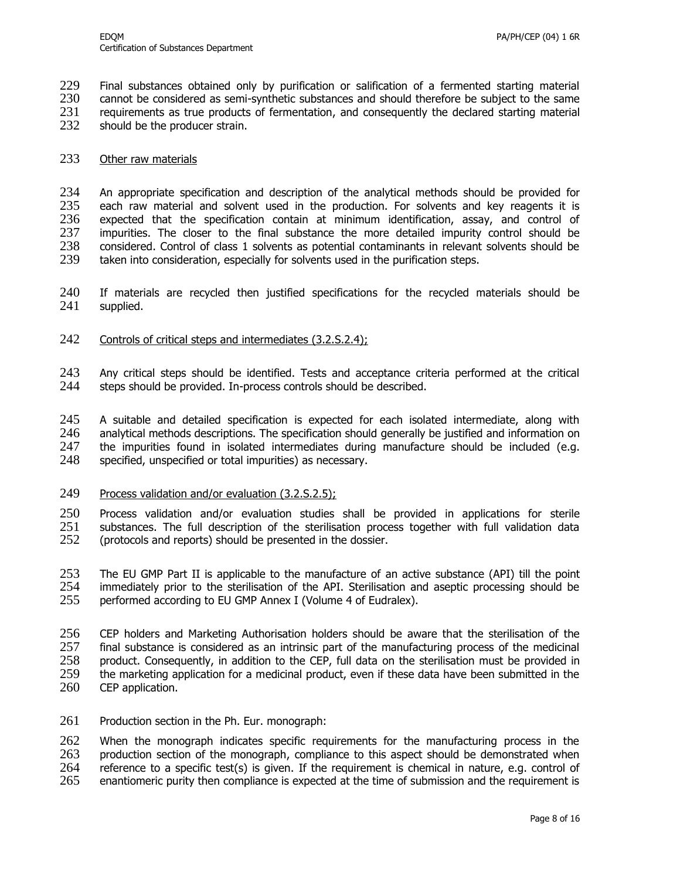Final substances obtained only by purification or salification of a fermented starting material cannot be considered as semi-synthetic substances and should therefore be subject to the same requirements as true products of fermentation, and consequently the declared starting material should be the producer strain.

<u>Other raw materials</u>

An appropriate specification and description of the analytical methods should be provided for each raw material and solvent used in the production. For solvents and key reagents it is expected that the specification contain at minimum identification, assay, and control of impurities. The closer to the final substance the more detailed impurity control should be considered. Control of class 1 solvents as potential contaminants in relevant solvents should be taken into consideration, especially for solvents used in the purification steps.

If materials are recycled then justified specifications for the recycled materials should be supplied.

<u>Controls of critical steps and intermediates (3.2.S.2.4);</u>

Any critical steps should be identified. Tests and acceptance criteria performed at the critical steps should be provided. In-process controls should be described.

A suitable and detailed specification is expected for each isolated intermediate, along with analytical methods descriptions. The specification should generally be justified and information on the impurities found in isolated intermediates during manufacture should be included (e.g. specified, unspecified or total impurities) as necessary.

<u>Process validation and/or evaluation (3.2.S.2.5);</u>

Process validation and/or evaluation studies shall be provided in applications for sterile substances. The full description of the sterilisation process together with full validation data (protocols and reports) should be presented in the dossier.

The EU GMP Part II is applicable to the manufacture of an active substance (API) till the point immediately prior to the sterilisation of the API. Sterilisation and aseptic processing should be performed according to EU GMP Annex I (Volume 4 of Eudralex).

CEP holders and Marketing Authorisation holders should be aware that the sterilisation of the final substance is considered as an intrinsic part of the manufacturing process of the medicinal product. Consequently, in addition to the CEP, full data on the sterilisation must be provided in the marketing application for a medicinal product, even if these data have been submitted in the CEP application.

Production section in the Ph. Eur. monograph:

When the monograph indicates specific requirements for the manufacturing process in the production section of the monograph, compliance to this aspect should be demonstrated when reference to a specific test(s) is given. If the requirement is chemical in nature, e.g. control of enantiomeric purity then compliance is expected at the time of submission and the requirement is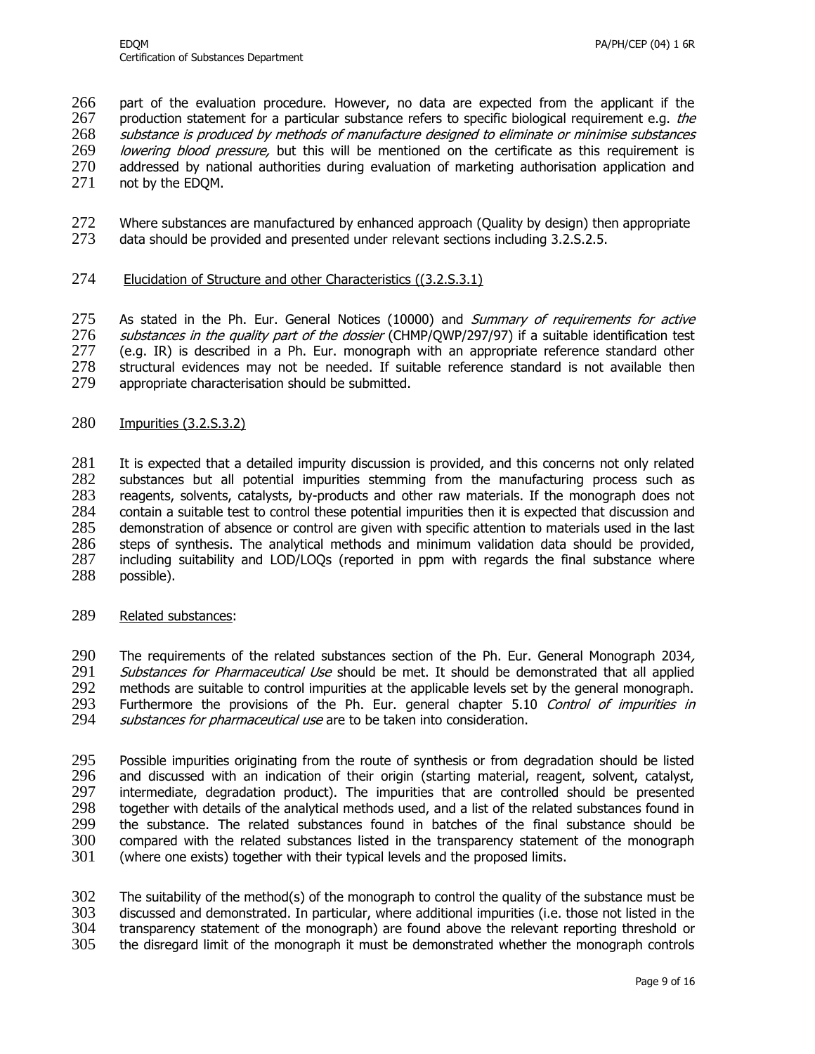part of the evaluation procedure. However, no data are expected from the applicant if the production statement for a particular substance refers to specific biological requirement e.g. *the substance is produced by methods of manufacture designed to eliminate or minimise substances lowering blood pressure,* but this will be mentioned on the certificate as this requirement is addressed by national authorities during evaluation of marketing authorisation application and not by the EDQM.

Where substances are manufactured by enhanced approach (Quality by design) then appropriate data should be provided and presented under relevant sections including 3.2.S.2.5.

Elucidation of Structure and other Characteristics ((3.2.S.3.1)

As stated in the Ph. Eur. General Notices (10000) and *Summary of requirements for active substances in the quality part of the dossier* (CHMP/QWP/297/97) if a suitable identification test (e.g. IR) is described in a Ph. Eur. monograph with an appropriate reference standard other structural evidences may not be needed. If suitable reference standard is not available then appropriate characterisation should be submitted.

Impurities (3.2.S.3.2)

It is expected that a detailed impurity discussion is provided, and this concerns not only related substances but all potential impurities stemming from the manufacturing process such as reagents, solvents, catalysts, by-products and other raw materials. If the monograph does not contain a suitable test to control these potential impurities then it is expected that discussion and demonstration of absence or control are given with specific attention to materials used in the last steps of synthesis. The analytical methods and minimum validation data should be provided, including suitability and LOD/LOQs (reported in ppm with regards the final substance where possible).

Related substances:

The requirements of the related substances section of the Ph. Eur. General Monograph 2034*, Substances for Pharmaceutical Use* should be met. It should be demonstrated that all applied methods are suitable to control impurities at the applicable levels set by the general monograph. Furthermore the provisions of the Ph. Eur. general chapter 5.10 *Control of impurities in substances for pharmaceutical use* are to be taken into consideration.

Possible impurities originating from the route of synthesis or from degradation should be listed and discussed with an indication of their origin (starting material, reagent, solvent, catalyst, intermediate, degradation product). The impurities that are controlled should be presented together with details of the analytical methods used, and a list of the related substances found in the substance. The related substances found in batches of the final substance should be compared with the related substances listed in the transparency statement of the monograph (where one exists) together with their typical levels and the proposed limits.

The suitability of the method(s) of the monograph to control the quality of the substance must be discussed and demonstrated. In particular, where additional impurities (i.e. those not listed in the transparency statement of the monograph) are found above the relevant reporting threshold or the disregard limit of the monograph it must be demonstrated whether the monograph controls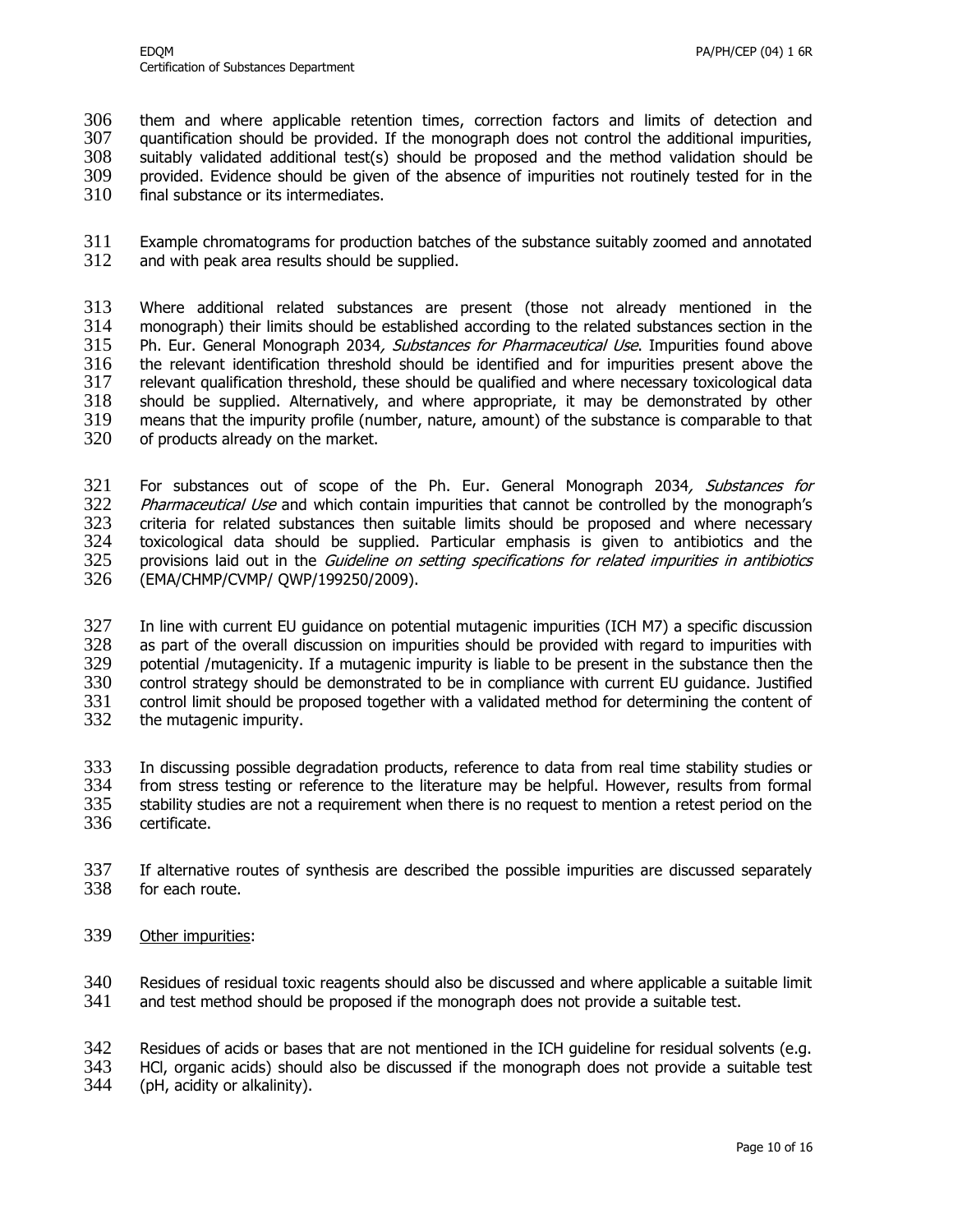them and where applicable retention times, correction factors and limits of detection and quantification should be provided. If the monograph does not control the additional impurities, suitably validated additional test(s) should be proposed and the method validation should be provided. Evidence should be given of the absence of impurities not routinely tested for in the final substance or its intermediates.

Example chromatograms for production batches of the substance suitably zoomed and annotated and with peak area results should be supplied.

Where additional related substances are present (those not already mentioned in the monograph) their limits should be established according to the related substances section in the Ph. Eur. General Monograph 2034*, Substances for Pharmaceutical Use*. Impurities found above the relevant identification threshold should be identified and for impurities present above the relevant qualification threshold, these should be qualified and where necessary toxicological data should be supplied. Alternatively, and where appropriate, it may be demonstrated by other means that the impurity profile (number, nature, amount) of the substance is comparable to that of products already on the market.

For substances out of scope of the Ph. Eur. General Monograph 2034*, Substances for Pharmaceutical Use* and which contain impurities that cannot be controlled by the monograph's criteria for related substances then suitable limits should be proposed and where necessary toxicological data should be supplied. Particular emphasis is given to antibiotics and the provisions laid out in the *Guideline on setting specifications for related impurities in antibiotics* (EMA/CHMP/CVMP/ QWP/199250/2009).

In line with current EU guidance on potential mutagenic impurities (ICH M7) a specific discussion as part of the overall discussion on impurities should be provided with regard to impurities with potential /mutagenicity. If a mutagenic impurity is liable to be present in the substance then the control strategy should be demonstrated to be in compliance with current EU guidance. Justified control limit should be proposed together with a validated method for determining the content of the mutagenic impurity.

In discussing possible degradation products, reference to data from real time stability studies or from stress testing or reference to the literature may be helpful. However, results from formal stability studies are not a requirement when there is no request to mention a retest period on the certificate.

If alternative routes of synthesis are described the possible impurities are discussed separately for each route.

<u>Other impurities</u>:

Residues of residual toxic reagents should also be discussed and where applicable a suitable limit and test method should be proposed if the monograph does not provide a suitable test.

Residues of acids or bases that are not mentioned in the ICH guideline for residual solvents (e.g. HCl, organic acids) should also be discussed if the monograph does not provide a suitable test (pH, acidity or alkalinity).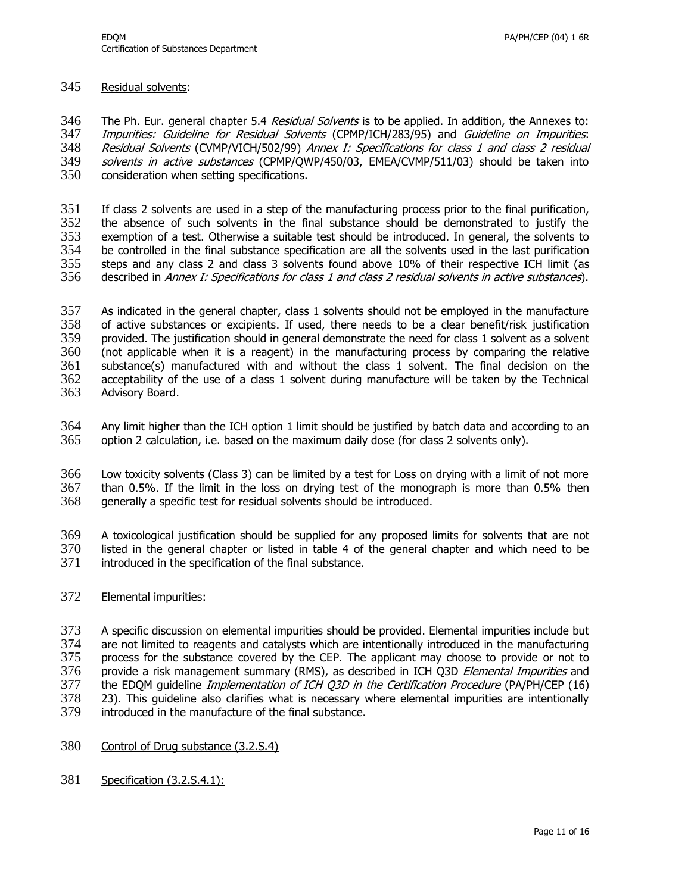Residual solvents:

The Ph. Eur. general chapter 5.4 *Residual Solvents* is to be applied. In addition, the Annexes to: *Impurities: Guideline for Residual Solvents* (CPMP/ICH/283/95) and *Guideline on Impurities: Residual Solvents* (CVMP/VICH/502/99) *Annex I: Specifications for class 1 and class 2 residual solvents in active substances* (CPMP/QWP/450/03, EMEA/CVMP/511/03) should be taken into consideration when setting specifications.

If class 2 solvents are used in a step of the manufacturing process prior to the final purification, the absence of such solvents in the final substance should be demonstrated to justify the exemption of a test. Otherwise a suitable test should be introduced. In general, the solvents to be controlled in the final substance specification are all the solvents used in the last purification steps and any class 2 and class 3 solvents found above 10% of their respective ICH limit (as described in *Annex I: Specifications for class 1 and class 2 residual solvents in active substances*).

As indicated in the general chapter, class 1 solvents should not be employed in the manufacture of active substances or excipients. If used, there needs to be a clear benefit/risk justification provided. The justification should in general demonstrate the need for class 1 solvent as a solvent (not applicable when it is a reagent) in the manufacturing process by comparing the relative substance(s) manufactured with and without the class 1 solvent. The final decision on the acceptability of the use of a class 1 solvent during manufacture will be taken by the Technical Advisory Board.

Any limit higher than the ICH option 1 limit should be justified by batch data and according to an option 2 calculation, i.e. based on the maximum daily dose (for class 2 solvents only).

Low toxicity solvents (Class 3) can be limited by a test for Loss on drying with a limit of not more than 0.5%. If the limit in the loss on drying test of the monograph is more than 0.5% then generally a specific test for residual solvents should be introduced.

A toxicological justification should be supplied for any proposed limits for solvents that are not listed in the general chapter or listed in table 4 of the general chapter and which need to be introduced in the specification of the final substance.

Elemental impurities:

A specific discussion on elemental impurities should be provided. Elemental impurities include but are not limited to reagents and catalysts which are intentionally introduced in the manufacturing process for the substance covered by the CEP. The applicant may choose to provide or not to provide a risk management summary (RMS), as described in ICH Q3D *Elemental Impurities* and the EDQM guideline *Implementation of ICH Q3D in the Certification Procedure* (PA/PH/CEP (16) 23). This guideline also clarifies what is necessary where elemental impurities are intentionally introduced in the manufacture of the final substance.

Control of Drug substance (3.2.S.4)

Specification (3.2.S.4.1):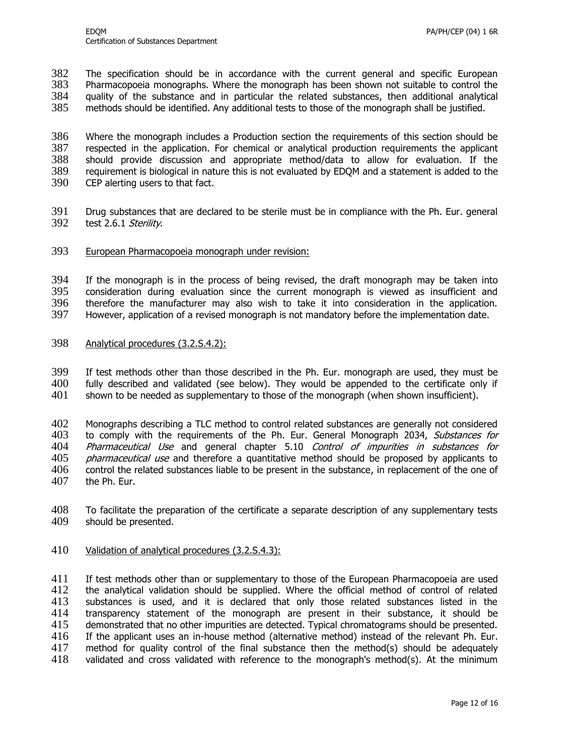The specification should be in accordance with the current general and specific European Pharmacopoeia monographs. Where the monograph has been shown not suitable to control the quality of the substance and in particular the related substances, then additional analytical methods should be identified. Any additional tests to those of the monograph shall be justified.

Where the monograph includes a Production section the requirements of this section should be respected in the application. For chemical or analytical production requirements the applicant should provide discussion and appropriate method/data to allow for evaluation. If the requirement is biological in nature this is not evaluated by EDQM and a statement is added to the CEP alerting users to that fact.

Drug substances that are declared to be sterile must be in compliance with the Ph. Eur. general test 2.6.1 *Sterility*.

<u>European Pharmacopoeia monograph under revision:</u>

If the monograph is in the process of being revised, the draft monograph may be taken into consideration during evaluation since the current monograph is viewed as insufficient and therefore the manufacturer may also wish to take it into consideration in the application. However, application of a revised monograph is not mandatory before the implementation date.

<u>Analytical procedures (3.2.S.4.2):</u>

If test methods other than those described in the Ph. Eur. monograph are used, they must be fully described and validated (see below). They would be appended to the certificate only if shown to be needed as supplementary to those of the monograph (when shown insufficient).

Monographs describing a TLC method to control related substances are generally not considered to comply with the requirements of the Ph. Eur. General Monograph 2034, *Substances for Pharmaceutical Use* and general chapter 5.10 *Control of impurities in substances for pharmaceutical use* and therefore a quantitative method should be proposed by applicants to control the related substances liable to be present in the substance, in replacement of the one of the Ph. Eur.

To facilitate the preparation of the certificate a separate description of any supplementary tests should be presented.

<u>Validation of analytical procedures (3.2.S.4.3):</u>

If test methods other than or supplementary to those of the European Pharmacopoeia are used the analytical validation should be supplied. Where the official method of control of related substances is used, and it is declared that only those related substances listed in the transparency statement of the monograph are present in their substance, it should be demonstrated that no other impurities are detected. Typical chromatograms should be presented. If the applicant uses an in-house method (alternative method) instead of the relevant Ph. Eur. method for quality control of the final substance then the method(s) should be adequately validated and cross validated with reference to the monograph's method(s). At the minimum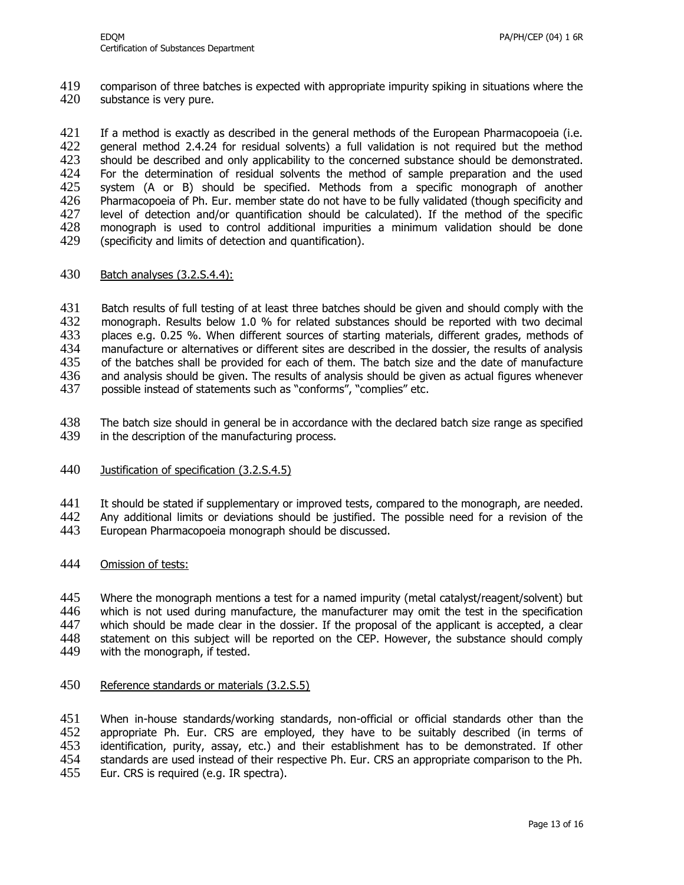comparison of three batches is expected with appropriate impurity spiking in situations where the substance is very pure.

If a method is exactly as described in the general methods of the European Pharmacopoeia (i.e. general method 2.4.24 for residual solvents) a full validation is not required but the method should be described and only applicability to the concerned substance should be demonstrated. For the determination of residual solvents the method of sample preparation and the used system (A or B) should be specified. Methods from a specific monograph of another Pharmacopoeia of Ph. Eur. member state do not have to be fully validated (though specificity and level of detection and/or quantification should be calculated). If the method of the specific monograph is used to control additional impurities a minimum validation should be done (specificity and limits of detection and quantification).

<u>Batch analyses (3.2.S.4.4):</u>

Batch results of full testing of at least three batches should be given and should comply with the monograph. Results below 1.0 % for related substances should be reported with two decimal places e.g. 0.25 %. When different sources of starting materials, different grades, methods of manufacture or alternatives or different sites are described in the dossier, the results of analysis of the batches shall be provided for each of them. The batch size and the date of manufacture and analysis should be given. The results of analysis should be given as actual figures whenever possible instead of statements such as "conforms", "complies" etc.

The batch size should in general be in accordance with the declared batch size range as specified in the description of the manufacturing process.

<u>Justification of specification (3.2.S.4.5)</u>

It should be stated if supplementary or improved tests, compared to the monograph, are needed. Any additional limits or deviations should be justified. The possible need for a revision of the European Pharmacopoeia monograph should be discussed.

<u>Omission of tests:</u>

Where the monograph mentions a test for a named impurity (metal catalyst/reagent/solvent) but which is not used during manufacture, the manufacturer may omit the test in the specification which should be made clear in the dossier. If the proposal of the applicant is accepted, a clear statement on this subject will be reported on the CEP. However, the substance should comply with the monograph, if tested.

<u>Reference standards or materials (3.2.S.5)</u>

When in-house standards/working standards, non-official or official standards other than the appropriate Ph. Eur. CRS are employed, they have to be suitably described (in terms of identification, purity, assay, etc.) and their establishment has to be demonstrated. If other standards are used instead of their respective Ph. Eur. CRS an appropriate comparison to the Ph. Eur. CRS is required (e.g. IR spectra).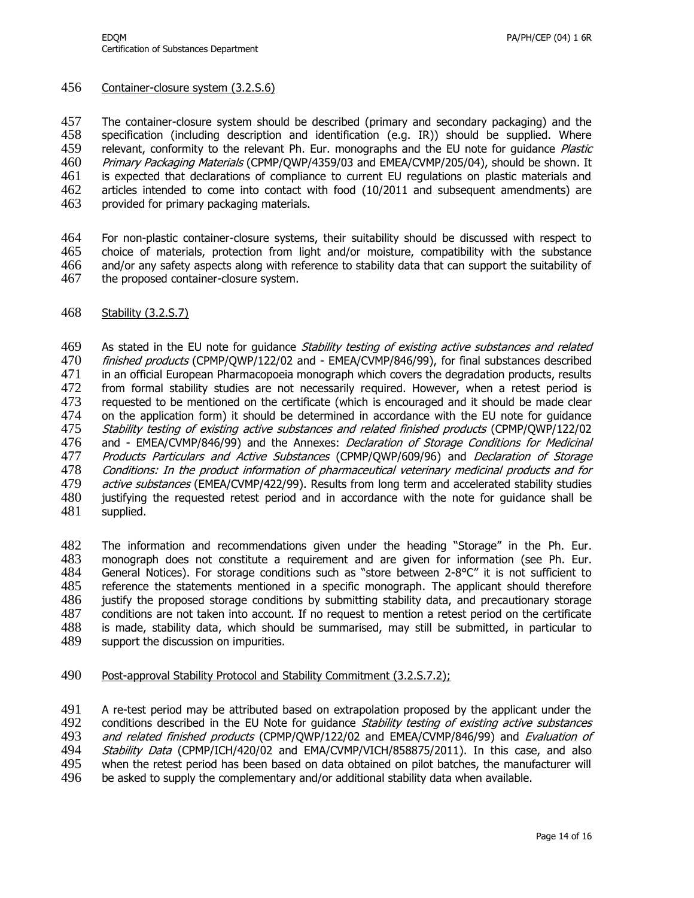Container-closure system (3.2.S.6)

The container-closure system should be described (primary and secondary packaging) and the specification (including description and identification (e.g. IR)) should be supplied. Where relevant, conformity to the relevant Ph. Eur. monographs and the EU note for guidance *Plastic Primary Packaging Materials* (CPMP/QWP/4359/03 and EMEA/CVMP/205/04), should be shown. It is expected that declarations of compliance to current EU regulations on plastic materials and articles intended to come into contact with food (10/2011 and subsequent amendments) are provided for primary packaging materials.

For non-plastic container-closure systems, their suitability should be discussed with respect to choice of materials, protection from light and/or moisture, compatibility with the substance and/or any safety aspects along with reference to stability data that can support the suitability of the proposed container-closure system.

Stability (3.2.S.7)

As stated in the EU note for guidance *Stability testing of existing active substances and related finished products* (CPMP/QWP/122/02 and - EMEA/CVMP/846/99), for final substances described in an official European Pharmacopoeia monograph which covers the degradation products, results from formal stability studies are not necessarily required. However, when a retest period is requested to be mentioned on the certificate (which is encouraged and it should be made clear on the application form) it should be determined in accordance with the EU note for guidance *Stability testing of existing active substances and related finished products* (CPMP/QWP/122/02 and - EMEA/CVMP/846/99) and the Annexes: *Declaration of Storage Conditions for Medicinal Products Particulars and Active Substances* (CPMP/QWP/609/96) and *Declaration of Storage Conditions: In the product information of pharmaceutical veterinary medicinal products and for active substances* (EMEA/CVMP/422/99). Results from long term and accelerated stability studies justifying the requested retest period and in accordance with the note for guidance shall be supplied.

The information and recommendations given under the heading "Storage" in the Ph. Eur. monograph does not constitute a requirement and are given for information (see Ph. Eur. General Notices). For storage conditions such as "store between 2-8°C" it is not sufficient to reference the statements mentioned in a specific monograph. The applicant should therefore justify the proposed storage conditions by submitting stability data, and precautionary storage conditions are not taken into account. If no request to mention a retest period on the certificate is made, stability data, which should be summarised, may still be submitted, in particular to support the discussion on impurities.

Post-approval Stability Protocol and Stability Commitment (3.2.S.7.2);

A re-test period may be attributed based on extrapolation proposed by the applicant under the conditions described in the EU Note for guidance *Stability testing of existing active substances and related finished products* (CPMP/QWP/122/02 and EMEA/CVMP/846/99) and *Evaluation of Stability Data* (CPMP/ICH/420/02 and EMA/CVMP/VICH/858875/2011). In this case, and also when the retest period has been based on data obtained on pilot batches, the manufacturer will be asked to supply the complementary and/or additional stability data when available.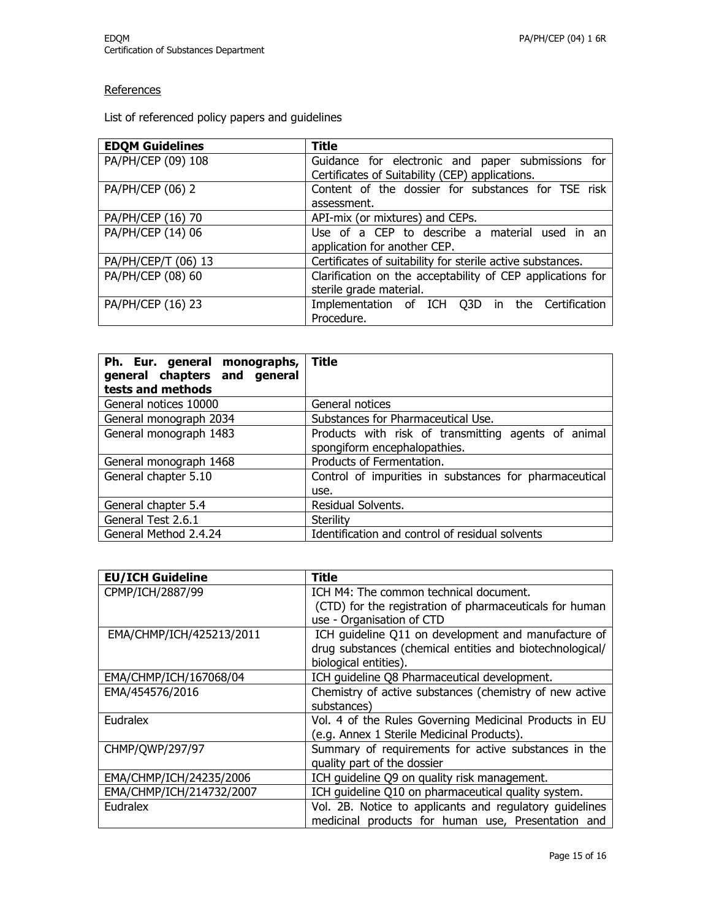References

List of referenced policy papers and guidelines

| EDQM Guidelines | Title |
| --- | --- |
| PA/PH/CEP (09) 108 | Guidance for electronic and paper submissions for Certificates of Suitability (CEP) applications. |
| PA/PH/CEP (06) 2 | Content of the dossier for substances for TSE risk assessment. |
| PA/PH/CEP (16) 70 | API-mix (or mixtures) and CEPs. |
| PA/PH/CEP (14) 06 | Use of a CEP to describe a material used in an application for another CEP. |
| PA/PH/CEP/T (06) 13 | Certificates of suitability for sterile active substances. |
| PA/PH/CEP (08) 60 | Clarification on the acceptability of CEP applications for sterile grade material. |
| PA/PH/CEP (16) 23 | Implementation of ICH Q3D in the Certification Procedure. |

| Ph. Eur. general monographs, general chapters and general tests and methods | Title |
| --- | --- |
| General notices 10000 | General notices |
| General monograph 2034 | Substances for Pharmaceutical Use. |
| General monograph 1483 | Products with risk of transmitting agents of animal spongiform encephalopathies. |
| General monograph 1468 | Products of Fermentation. |
| General chapter 5.10 | Control of impurities in substances for pharmaceutical use. |
| General chapter 5.4 | Residual Solvents. |
| General Test 2.6.1 | Sterility |
| General Method 2.4.24 | Identification and control of residual solvents |

| EU/ICH Guideline | Title |
| --- | --- |
| CPMP/ICH/2887/99 | ICH M4: The common technical document. (CTD) for the registration of pharmaceuticals for human use - Organisation of CTD |
| EMA/CHMP/ICH/425213/2011 | ICH guideline Q11 on development and manufacture of drug substances (chemical entities and biotechnological/ biological entities). |
| EMA/CHMP/ICH/167068/04 | ICH guideline Q8 Pharmaceutical development. |
| EMA/454576/2016 | Chemistry of active substances (chemistry of new active substances) |
| Eudralex | Vol. 4 of the Rules Governing Medicinal Products in EU (e.g. Annex 1 Sterile Medicinal Products). |
| CHMP/QWP/297/97 | Summary of requirements for active substances in the quality part of the dossier |
| EMA/CHMP/ICH/24235/2006 | ICH guideline Q9 on quality risk management. |
| EMA/CHMP/ICH/214732/2007 | ICH guideline Q10 on pharmaceutical quality system. |
| Eudralex | Vol. 2B. Notice to applicants and regulatory guidelines medicinal products for human use, Presentation and |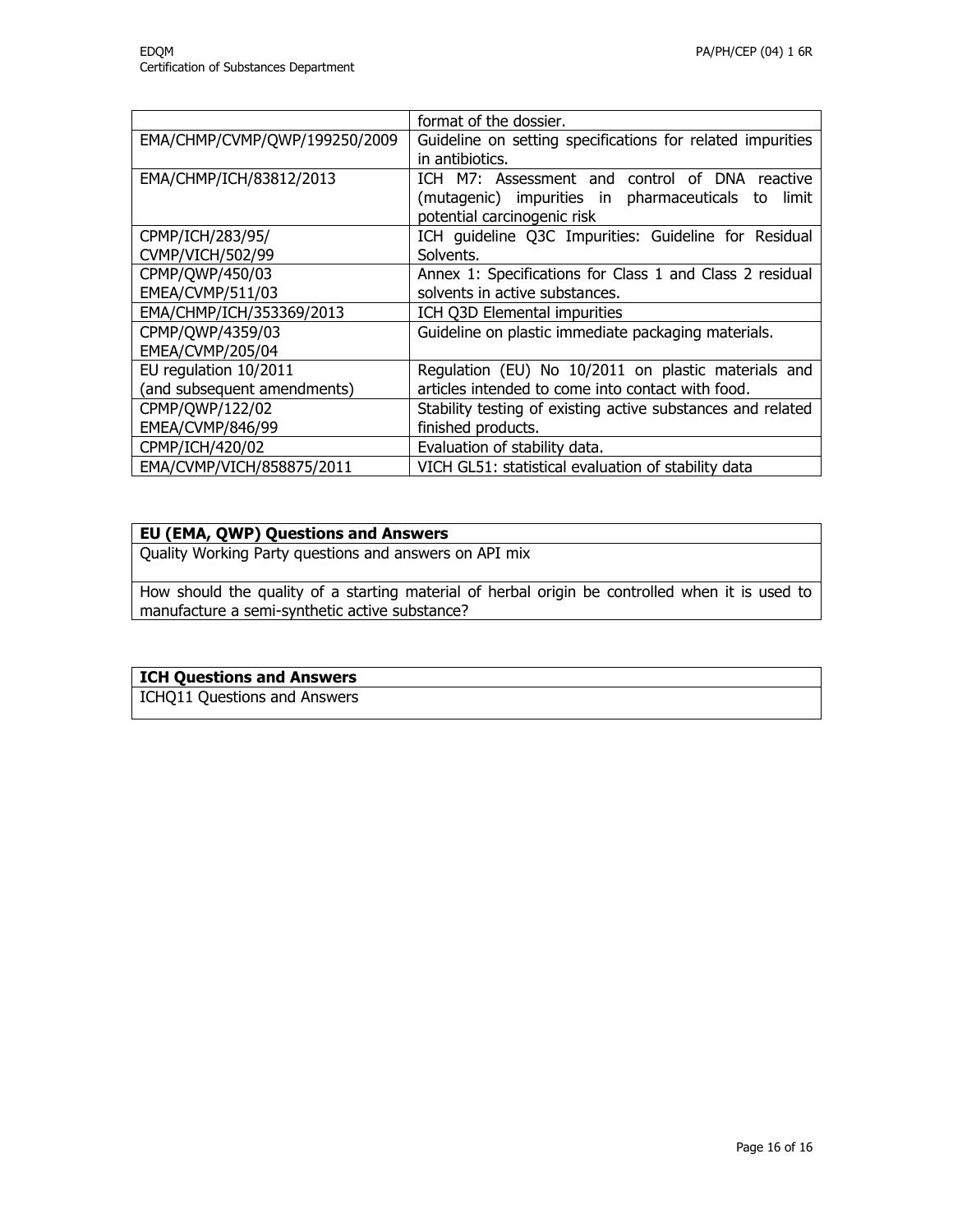| | |
|---|---|
| | format of the dossier. |
| EMA/CHMP/CVMP/QWP/199250/2009 | Guideline on setting specifications for related impurities in antibiotics. |
| EMA/CHMP/ICH/83812/2013 | ICH M7: Assessment and control of DNA reactive (mutagenic) impurities in pharmaceuticals to limit potential carcinogenic risk |
| CPMP/ICH/283/95/ CVMP/VICH/502/99 | ICH guideline Q3C Impurities: Guideline for Residual Solvents. |
| CPMP/QWP/450/03 EMEA/CVMP/511/03 | Annex 1: Specifications for Class 1 and Class 2 residual solvents in active substances. |
| EMA/CHMP/ICH/353369/2013 | ICH Q3D Elemental impurities |
| CPMP/QWP/4359/03 EMEA/CVMP/205/04 | Guideline on plastic immediate packaging materials. |
| EU regulation 10/2011 (and subsequent amendments) | Regulation (EU) No 10/2011 on plastic materials and articles intended to come into contact with food. |
| CPMP/QWP/122/02 EMEA/CVMP/846/99 | Stability testing of existing active substances and related finished products. |
| CPMP/ICH/420/02 | Evaluation of stability data. |
| EMA/CVMP/VICH/858875/2011 | VICH GL51: statistical evaluation of stability data |

| **EU (EMA, QWP) Questions and Answers** |
|---|
| Quality Working Party questions and answers on API mix |
| How should the quality of a starting material of herbal origin be controlled when it is used to manufacture a semi-synthetic active substance? |

| **ICH Questions and Answers** |
|---|
| ICHQ11 Questions and Answers |